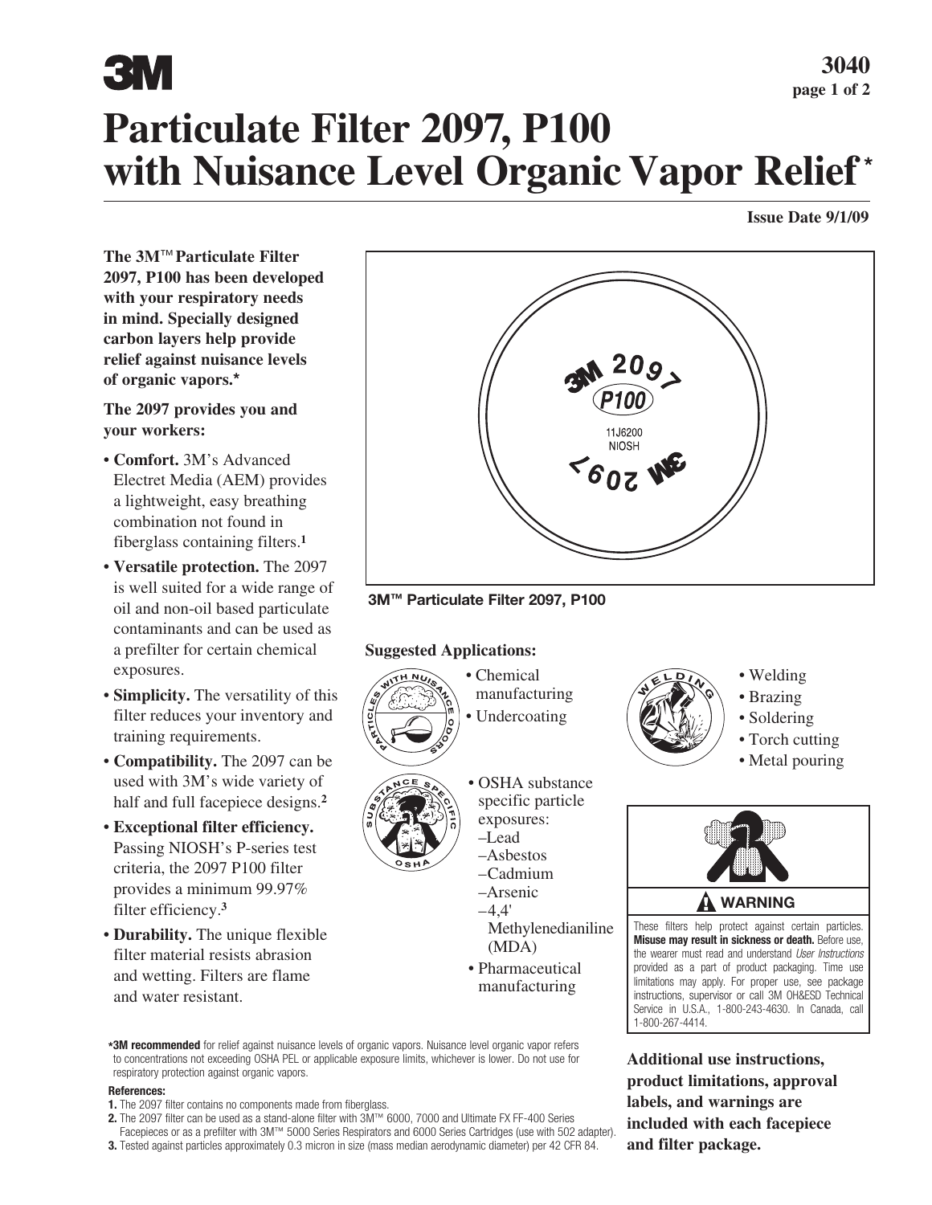# Particulate Filter 2097, P100 with Nuisance Level Organic Vapor Relief*

**Issue Date 9/1/09**

**The 3M™ Particulate Filter 2097, P100 has been developed with your respiratory needs in mind. Specially designed carbon layers help provide relief against nuisance levels of organic vapors.***

**The 2097 provides you and your workers:**

- **Comfort.** 3M's Advanced Electret Media (AEM) provides a lightweight, easy breathing combination not found in fiberglass containing filters.[1]
- **Versatile protection.** The 2097 is well suited for a wide range of oil and non-oil based particulate contaminants and can be used as a prefilter for certain chemical exposures.
- **Simplicity.** The versatility of this filter reduces your inventory and training requirements.
- **Compatibility.** The 2097 can be used with 3M's wide variety of half and full facepiece designs.[2]
- **Exceptional filter efficiency.** Passing NIOSH's P-series test criteria, the 2097 P100 filter provides a minimum 99.97% filter efficiency.[3]
- **Durability.** The unique flexible filter material resists abrasion and wetting. Filters are flame and water resistant.

3M 2097 P100 11J6200 NIOSH 3M 2097

**3M™ Particulate Filter 2097, P100**

## Suggested Applications:

PARTICLES WITH NUISANCE ODORS

- Chemical manufacturing
- Undercoating

SUBSTANCE SPECIFIC OSHA

- OSHA substance specific particle exposures:
  - –Lead
  - –Asbestos
  - –Cadmium
  - –Arsenic
  - –4,4' Methylenedianiline (MDA)
- Pharmaceutical manufacturing

WELDING

- Welding
- Brazing
- Soldering
- Torch cutting
- Metal pouring

**WARNING**

These filters help protect against certain particles. **Misuse may result in sickness or death.** Before use, the wearer must read and understand *User Instructions* provided as a part of product packaging. Time use limitations may apply. For proper use, see package instructions, supervisor or call 3M OH&ESD Technical Service in U.S.A., 1-800-243-4630. In Canada, call 1-800-267-4414.

**Additional use instructions, product limitations, approval labels, and warnings are included with each facepiece and filter package.**

***3M recommended** for relief against nuisance levels of organic vapors. Nuisance level organic vapor refers to concentrations not exceeding OSHA PEL or applicable exposure limits, whichever is lower. Do not use for respiratory protection against organic vapors.

**References:**

1. The 2097 filter contains no components made from fiberglass.
2. The 2097 filter can be used as a stand-alone filter with 3M™ 6000, 7000 and Ultimate FX FF-400 Series Facepieces or as a prefilter with 3M™ 5000 Series Respirators and 6000 Series Cartridges (use with 502 adapter).
3. Tested against particles approximately 0.3 micron in size (mass median aerodynamic diameter) per 42 CFR 84.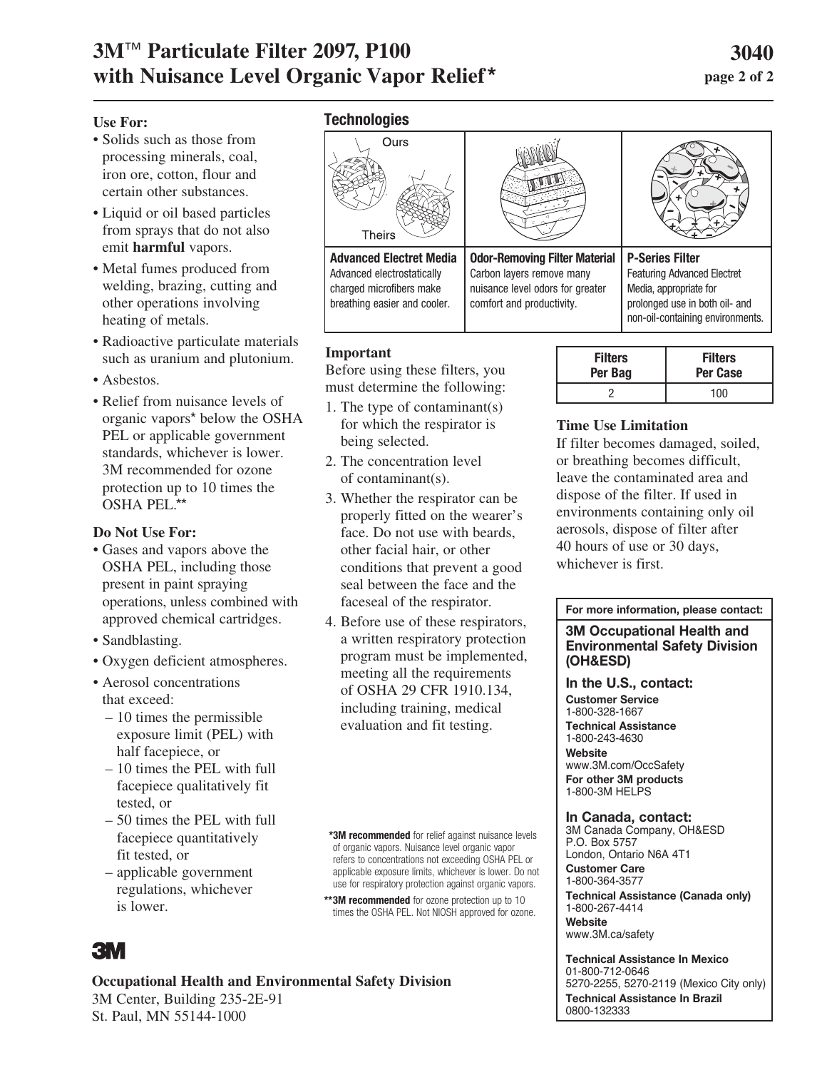# 3M™ Particulate Filter 2097, P100 with Nuisance Level Organic Vapor Relief*

## 3040

### Use For:

- Solids such as those from processing minerals, coal, iron ore, cotton, flour and certain other substances.
- Liquid or oil based particles from sprays that do not also emit **harmful** vapors.
- Metal fumes produced from welding, brazing, cutting and other operations involving heating of metals.
- Radioactive particulate materials such as uranium and plutonium.
- Asbestos.
- Relief from nuisance levels of organic vapors* below the OSHA PEL or applicable government standards, whichever is lower. 3M recommended for ozone protection up to 10 times the OSHA PEL.**

### Do Not Use For:

- Gases and vapors above the OSHA PEL, including those present in paint spraying operations, unless combined with approved chemical cartridges.
- Sandblasting.
- Oxygen deficient atmospheres.
- Aerosol concentrations that exceed:
  - 10 times the permissible exposure limit (PEL) with half facepiece, or
  - 10 times the PEL with full facepiece qualitatively fit tested, or
  - 50 times the PEL with full facepiece quantitatively fit tested, or
  - applicable government regulations, whichever is lower.

### Technologies

Ours

Theirs

| Advanced Electret Media | Odor-Removing Filter Material | P-Series Filter |
|---|---|---|
| Advanced electrostatically charged microfibers make breathing easier and cooler. | Carbon layers remove many nuisance level odors for greater comfort and productivity. | Featuring Advanced Electret Media, appropriate for prolonged use in both oil- and non-oil-containing environments. |

### Important

Before using these filters, you must determine the following:

1. The type of contaminant(s) for which the respirator is being selected.
2. The concentration level of contaminant(s).
3. Whether the respirator can be properly fitted on the wearer's face. Do not use with beards, other facial hair, or other conditions that prevent a good seal between the face and the faceseal of the respirator.
4. Before use of these respirators, a written respiratory protection program must be implemented, meeting all the requirements of OSHA 29 CFR 1910.134, including training, medical evaluation and fit testing.

| Filters Per Bag | Filters Per Case |
|---|---|
| 2 | 100 |

### Time Use Limitation

If filter becomes damaged, soiled, or breathing becomes difficult, leave the contaminated area and dispose of the filter. If used in environments containing only oil aerosols, dispose of filter after 40 hours of use or 30 days, whichever is first.

**\*3M recommended** for relief against nuisance levels of organic vapors. Nuisance level organic vapor refers to concentrations not exceeding OSHA PEL or applicable exposure limits, whichever is lower. Do not use for respiratory protection against organic vapors.

**\*\*3M recommended** for ozone protection up to 10 times the OSHA PEL. Not NIOSH approved for ozone.

**For more information, please contact:**

**3M Occupational Health and Environmental Safety Division (OH&ESD)**

**In the U.S., contact:**

**Customer Service**
1-800-328-1667

**Technical Assistance**
1-800-243-4630

**Website**
www.3M.com/OccSafety

**For other 3M products**
1-800-3M HELPS

**In Canada, contact:**
3M Canada Company, OH&ESD
P.O. Box 5757
London, Ontario N6A 4T1

**Customer Care**
1-800-364-3577

**Technical Assistance (Canada only)**
1-800-267-4414

**Website**
www.3M.ca/safety

**Technical Assistance In Mexico**
01-800-712-0646
5270-2255, 5270-2119 (Mexico City only)

**Technical Assistance In Brazil**
0800-132333

3M

**Occupational Health and Environmental Safety Division**
3M Center, Building 235-2E-91
St. Paul, MN 55144-1000